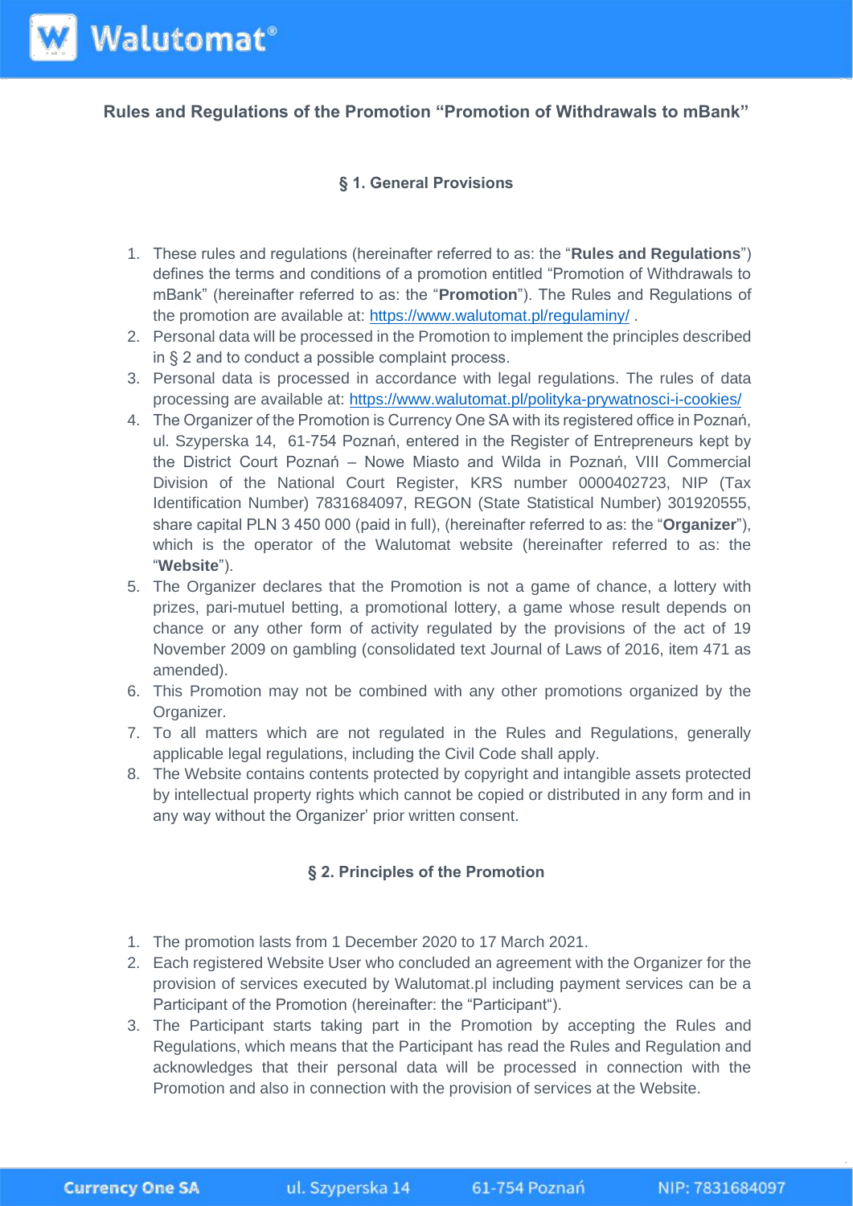# Rules and Regulations of the Promotion "Promotion of Withdrawals to mBank"

## § 1. General Provisions

1. These rules and regulations (hereinafter referred to as: the "**Rules and Regulations**") defines the terms and conditions of a promotion entitled "Promotion of Withdrawals to mBank" (hereinafter referred to as: the "**Promotion**"). The Rules and Regulations of the promotion are available at: https://www.walutomat.pl/regulaminy/ .
2. Personal data will be processed in the Promotion to implement the principles described in § 2 and to conduct a possible complaint process.
3. Personal data is processed in accordance with legal regulations. The rules of data processing are available at: https://www.walutomat.pl/polityka-prywatnosci-i-cookies/
4. The Organizer of the Promotion is Currency One SA with its registered office in Poznań, ul. Szyperska 14, 61-754 Poznań, entered in the Register of Entrepreneurs kept by the District Court Poznań – Nowe Miasto and Wilda in Poznań, VIII Commercial Division of the National Court Register, KRS number 0000402723, NIP (Tax Identification Number) 7831684097, REGON (State Statistical Number) 301920555, share capital PLN 3 450 000 (paid in full), (hereinafter referred to as: the "**Organizer**"), which is the operator of the Walutomat website (hereinafter referred to as: the "**Website**").
5. The Organizer declares that the Promotion is not a game of chance, a lottery with prizes, pari-mutuel betting, a promotional lottery, a game whose result depends on chance or any other form of activity regulated by the provisions of the act of 19 November 2009 on gambling (consolidated text Journal of Laws of 2016, item 471 as amended).
6. This Promotion may not be combined with any other promotions organized by the Organizer.
7. To all matters which are not regulated in the Rules and Regulations, generally applicable legal regulations, including the Civil Code shall apply.
8. The Website contains contents protected by copyright and intangible assets protected by intellectual property rights which cannot be copied or distributed in any form and in any way without the Organizer' prior written consent.

## § 2. Principles of the Promotion

1. The promotion lasts from 1 December 2020 to 17 March 2021.
2. Each registered Website User who concluded an agreement with the Organizer for the provision of services executed by Walutomat.pl including payment services can be a Participant of the Promotion (hereinafter: the "Participant").
3. The Participant starts taking part in the Promotion by accepting the Rules and Regulations, which means that the Participant has read the Rules and Regulation and acknowledges that their personal data will be processed in connection with the Promotion and also in connection with the provision of services at the Website.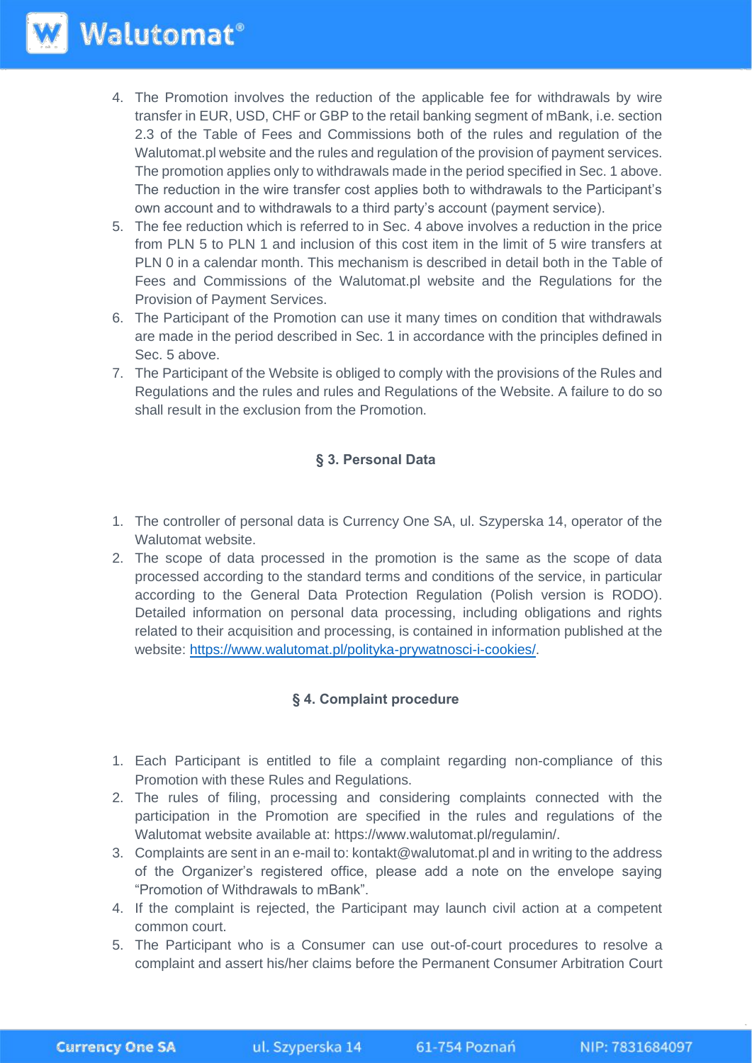4. The Promotion involves the reduction of the applicable fee for withdrawals by wire transfer in EUR, USD, CHF or GBP to the retail banking segment of mBank, i.e. section 2.3 of the Table of Fees and Commissions both of the rules and regulation of the Walutomat.pl website and the rules and regulation of the provision of payment services. The promotion applies only to withdrawals made in the period specified in Sec. 1 above. The reduction in the wire transfer cost applies both to withdrawals to the Participant's own account and to withdrawals to a third party's account (payment service).
5. The fee reduction which is referred to in Sec. 4 above involves a reduction in the price from PLN 5 to PLN 1 and inclusion of this cost item in the limit of 5 wire transfers at PLN 0 in a calendar month. This mechanism is described in detail both in the Table of Fees and Commissions of the Walutomat.pl website and the Regulations for the Provision of Payment Services.
6. The Participant of the Promotion can use it many times on condition that withdrawals are made in the period described in Sec. 1 in accordance with the principles defined in Sec. 5 above.
7. The Participant of the Website is obliged to comply with the provisions of the Rules and Regulations and the rules and rules and Regulations of the Website. A failure to do so shall result in the exclusion from the Promotion.

### § 3. Personal Data

1. The controller of personal data is Currency One SA, ul. Szyperska 14, operator of the Walutomat website.
2. The scope of data processed in the promotion is the same as the scope of data processed according to the standard terms and conditions of the service, in particular according to the General Data Protection Regulation (Polish version is RODO). Detailed information on personal data processing, including obligations and rights related to their acquisition and processing, is contained in information published at the website: https://www.walutomat.pl/polityka-prywatnosci-i-cookies/.

### § 4. Complaint procedure

1. Each Participant is entitled to file a complaint regarding non-compliance of this Promotion with these Rules and Regulations.
2. The rules of filing, processing and considering complaints connected with the participation in the Promotion are specified in the rules and regulations of the Walutomat website available at: https://www.walutomat.pl/regulamin/.
3. Complaints are sent in an e-mail to: kontakt@walutomat.pl and in writing to the address of the Organizer's registered office, please add a note on the envelope saying "Promotion of Withdrawals to mBank".
4. If the complaint is rejected, the Participant may launch civil action at a competent common court.
5. The Participant who is a Consumer can use out-of-court procedures to resolve a complaint and assert his/her claims before the Permanent Consumer Arbitration Court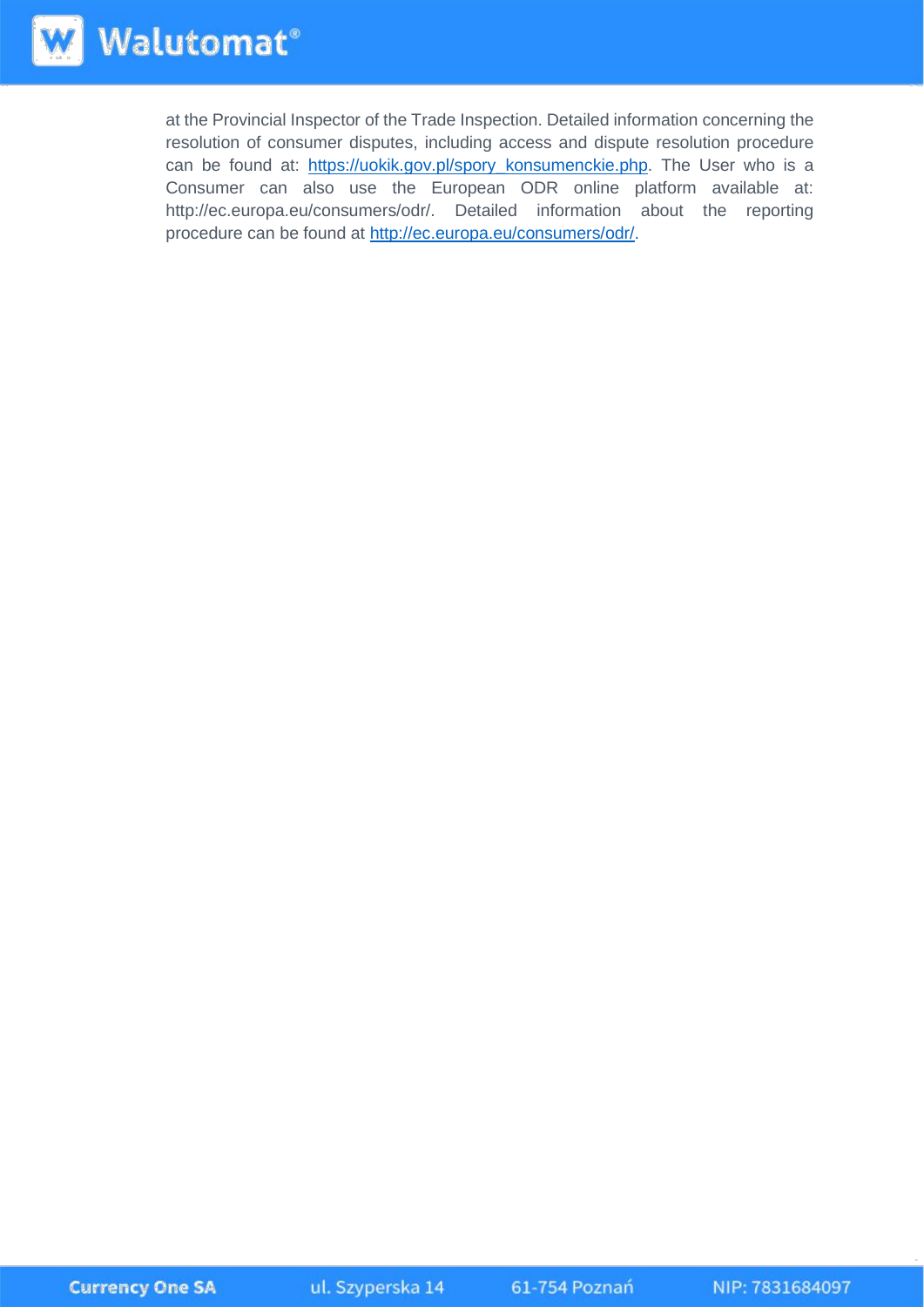at the Provincial Inspector of the Trade Inspection. Detailed information concerning the resolution of consumer disputes, including access and dispute resolution procedure can be found at: https://uokik.gov.pl/spory_konsumenckie.php. The User who is a Consumer can also use the European ODR online platform available at: http://ec.europa.eu/consumers/odr/. Detailed information about the reporting procedure can be found at http://ec.europa.eu/consumers/odr/.